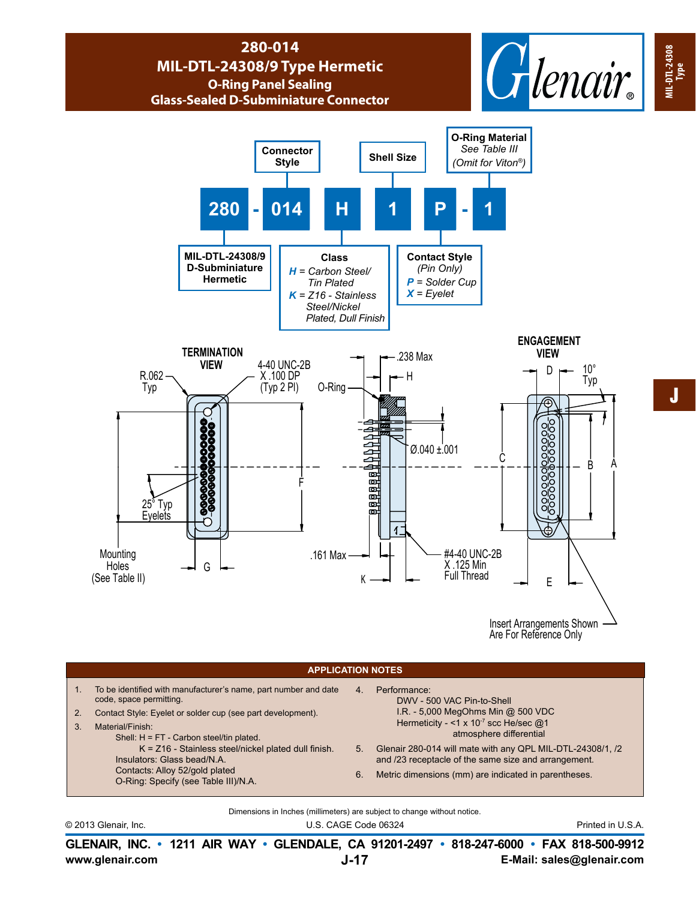# 280-014
## MIL-DTL-24308/9 Type Hermetic
### O-Ring Panel Sealing
### Glass-Sealed D-Subminiature Connector

**280 - 014 H 1 P - 1**

- **280** — MIL-DTL-24308/9 D-Subminiature Hermetic
- **014** — Connector Style
- **H** — Class
  - *H* = Carbon Steel/ Tin Plated
  - *K* = Z16 - Stainless Steel/Nickel Plated, Dull Finish
- **1** — Shell Size
- **P** — Contact Style (Pin Only)
  - *P* = Solder Cup
  - *X* = Eyelet
- **1** — O-Ring Material, See Table III (Omit for Viton®)

TERMINATION VIEW

R.062 Typ

4-40 UNC-2B X .100 DP (Typ 2 Pl)

25° Typ Eyelets

Mounting Holes (See Table II)

G

F

O-Ring

.238 Max

H

Ø.040 ±.001

.161 Max

K

#4-40 UNC-2B X .125 Min Full Thread

ENGAGEMENT VIEW

D

10° Typ

C

B

A

E

Insert Arrangements Shown Are For Reference Only

## APPLICATION NOTES

1. To be identified with manufacturer's name, part number and date code, space permitting.
2. Contact Style: Eyelet or solder cup (see part development).
3. Material/Finish:
   - Shell: H = FT - Carbon steel/tin plated.
   - K = Z16 - Stainless steel/nickel plated dull finish.
   - Insulators: Glass bead/N.A.
   - Contacts: Alloy 52/gold plated
   - O-Ring: Specify (see Table III)/N.A.
4. Performance:
   - DWV - 500 VAC Pin-to-Shell
   - I.R. - 5,000 MegOhms Min @ 500 VDC
   - Hermeticity - <1 x $10^{-7}$ scc He/sec @1 atmosphere differential
5. Glenair 280-014 will mate with any QPL MIL-DTL-24308/1, /2 and /23 receptacle of the same size and arrangement.
6. Metric dimensions (mm) are indicated in parentheses.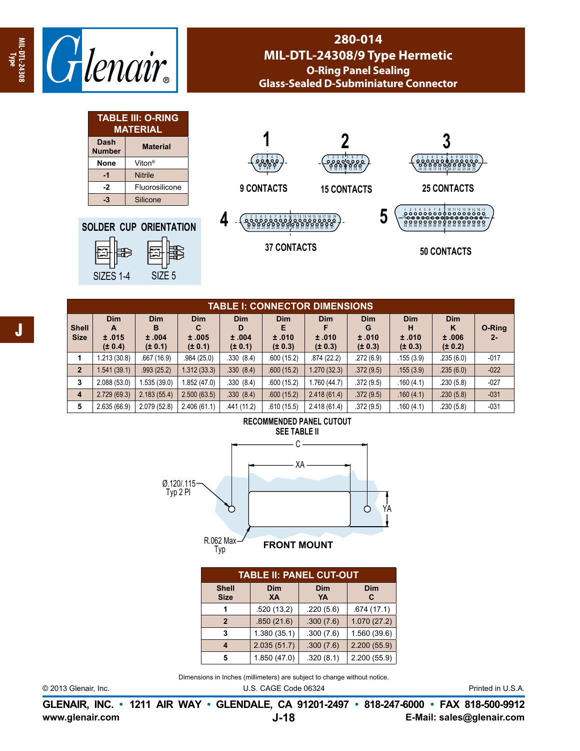# 280-014
## MIL-DTL-24308/9 Type Hermetic
### O-Ring Panel Sealing
### Glass-Sealed D-Subminiature Connector

| TABLE III: O-RING MATERIAL | |
|---|---|
| **Dash Number** | **Material** |
| None | Viton® |
| -1 | Nitrile |
| -2 | Fluorosilicone |
| -3 | Silicone |

SOLDER CUP ORIENTATION

SIZES 1-4    SIZE 5

1 — 9 CONTACTS
2 — 15 CONTACTS
3 — 25 CONTACTS
4 — 37 CONTACTS
5 — 50 CONTACTS

**TABLE I: CONNECTOR DIMENSIONS**

| Shell Size | Dim A ± .015 (± 0.4) | Dim B ± .004 (± 0.1) | Dim C ± .005 (± 0.1) | Dim D ± .004 (± 0.1) | Dim E ± .010 (± 0.3) | Dim F ± .010 (± 0.3) | Dim G ± .010 (± 0.3) | Dim H ± .010 (± 0.3) | Dim K ± .006 (± 0.2) | O-Ring 2- |
|---|---|---|---|---|---|---|---|---|---|---|
| 1 | 1.213 (30.8) | .667 (16.9) | .984 (25.0) | .330 (8.4) | .600 (15.2) | .874 (22.2) | .272 (6.9) | .155 (3.9) | .235 (6.0) | -017 |
| 2 | 1.541 (39.1) | .993 (25.2) | 1.312 (33.3) | .330 (8.4) | .600 (15.2) | 1.270 (32.3) | .372 (9.5) | .155 (3.9) | .235 (6.0) | -022 |
| 3 | 2.088 (53.0) | 1.535 (39.0) | 1.852 (47.0) | .330 (8.4) | .600 (15.2) | 1.760 (44.7) | .372 (9.5) | .160 (4.1) | .230 (5.8) | -027 |
| 4 | 2.729 (69.3) | 2.183 (55.4) | 2.500 (63.5) | .330 (8.4) | .600 (15.2) | 2.418 (61.4) | .372 (9.5) | .160 (4.1) | .230 (5.8) | -031 |
| 5 | 2.635 (66.9) | 2.079 (52.8) | 2.406 (61.1) | .441 (11.2) | .610 (15.5) | 2.418 (61.4) | .372 (9.5) | .160 (4.1) | .230 (5.8) | -031 |

RECOMMENDED PANEL CUTOUT
SEE TABLE II

C
XA
YA
Ø.120/.115 Typ 2 Pl
R.062 Max Typ

**FRONT MOUNT**

**TABLE II: PANEL CUT-OUT**

| Shell Size | Dim XA | Dim YA | Dim C |
|---|---|---|---|
| 1 | .520 (13.2) | .220 (5.6) | .674 (17.1) |
| 2 | .850 (21.6) | .300 (7.6) | 1.070 (27.2) |
| 3 | 1.380 (35.1) | .300 (7.6) | 1.560 (39.6) |
| 4 | 2.035 (51.7) | .300 (7.6) | 2.200 (55.9) |
| 5 | 1.850 (47.0) | .320 (8.1) | 2.200 (55.9) |

Dimensions in Inches (millimeters) are subject to change without notice.